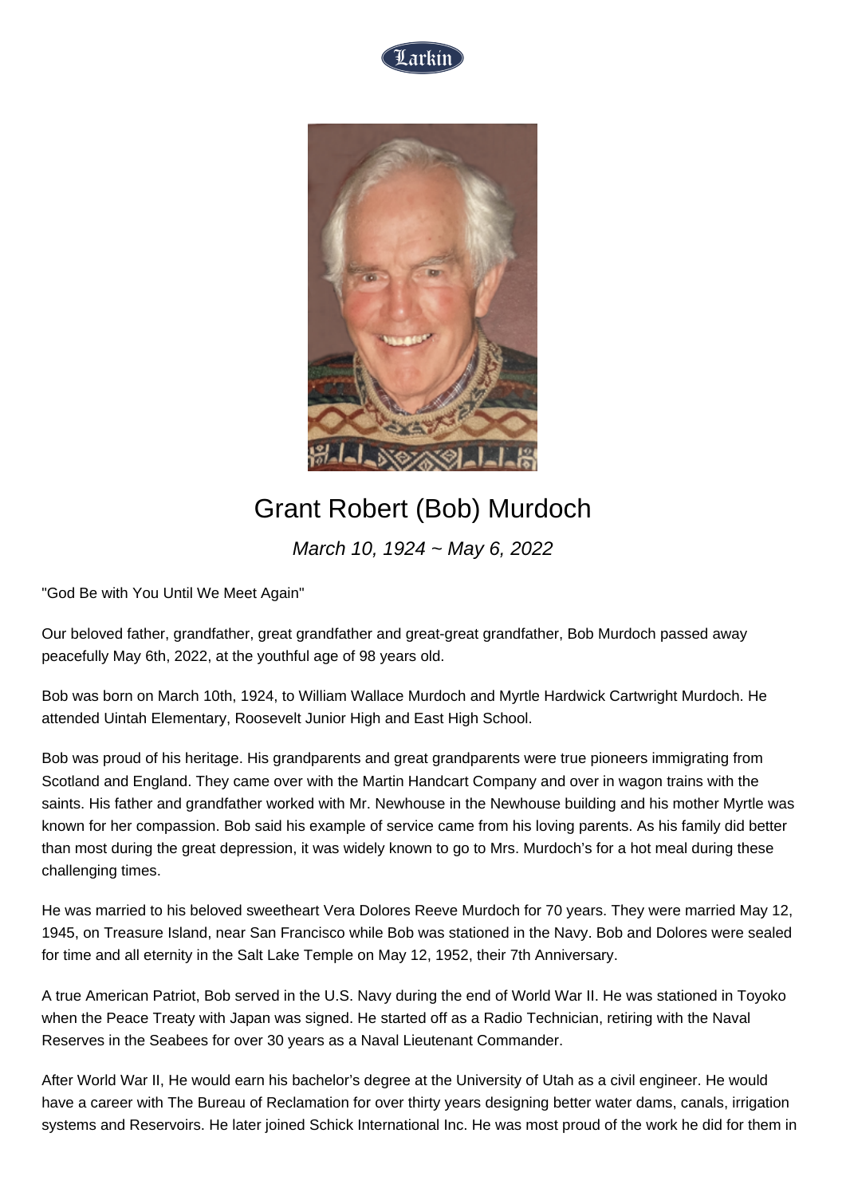# Grant Robert (Bob) Murdoch

*March 10, 1924 ~ May 6, 2022*

"God Be with You Until We Meet Again"

Our beloved father, grandfather, great grandfather and great-great grandfather, Bob Murdoch passed away peacefully May 6th, 2022, at the youthful age of 98 years old.

Bob was born on March 10th, 1924, to William Wallace Murdoch and Myrtle Hardwick Cartwright Murdoch. He attended Uintah Elementary, Roosevelt Junior High and East High School.

Bob was proud of his heritage. His grandparents and great grandparents were true pioneers immigrating from Scotland and England. They came over with the Martin Handcart Company and over in wagon trains with the saints. His father and grandfather worked with Mr. Newhouse in the Newhouse building and his mother Myrtle was known for her compassion. Bob said his example of service came from his loving parents. As his family did better than most during the great depression, it was widely known to go to Mrs. Murdoch's for a hot meal during these challenging times.

He was married to his beloved sweetheart Vera Dolores Reeve Murdoch for 70 years. They were married May 12, 1945, on Treasure Island, near San Francisco while Bob was stationed in the Navy. Bob and Dolores were sealed for time and all eternity in the Salt Lake Temple on May 12, 1952, their 7th Anniversary.

A true American Patriot, Bob served in the U.S. Navy during the end of World War II. He was stationed in Toyoko when the Peace Treaty with Japan was signed. He started off as a Radio Technician, retiring with the Naval Reserves in the Seabees for over 30 years as a Naval Lieutenant Commander.

After World War II, He would earn his bachelor's degree at the University of Utah as a civil engineer. He would have a career with The Bureau of Reclamation for over thirty years designing better water dams, canals, irrigation systems and Reservoirs. He later joined Schick International Inc. He was most proud of the work he did for them in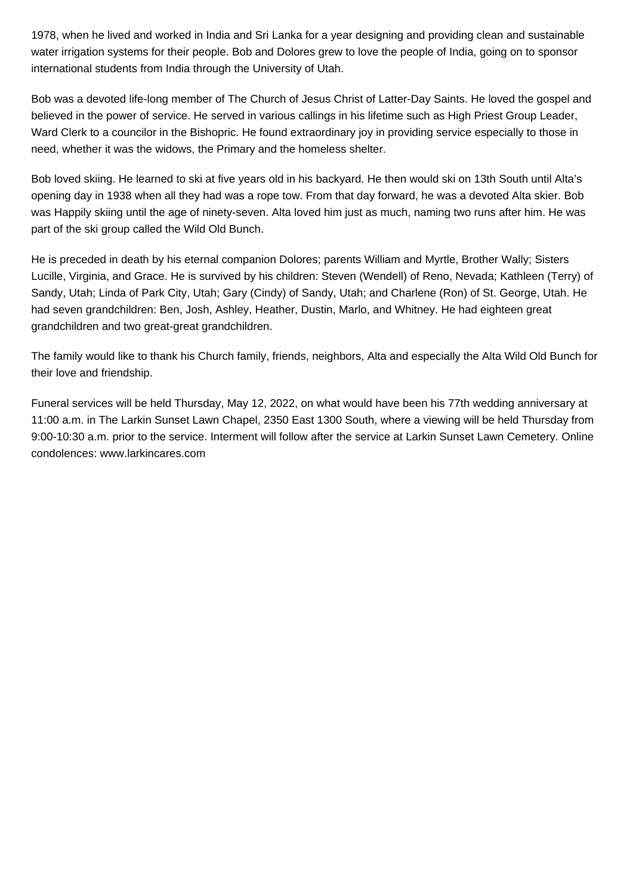1978, when he lived and worked in India and Sri Lanka for a year designing and providing clean and sustainable water irrigation systems for their people. Bob and Dolores grew to love the people of India, going on to sponsor international students from India through the University of Utah.

Bob was a devoted life-long member of The Church of Jesus Christ of Latter-Day Saints. He loved the gospel and believed in the power of service. He served in various callings in his lifetime such as High Priest Group Leader, Ward Clerk to a councilor in the Bishopric. He found extraordinary joy in providing service especially to those in need, whether it was the widows, the Primary and the homeless shelter.

Bob loved skiing. He learned to ski at five years old in his backyard. He then would ski on 13th South until Alta's opening day in 1938 when all they had was a rope tow. From that day forward, he was a devoted Alta skier. Bob was Happily skiing until the age of ninety-seven. Alta loved him just as much, naming two runs after him. He was part of the ski group called the Wild Old Bunch.

He is preceded in death by his eternal companion Dolores; parents William and Myrtle, Brother Wally; Sisters Lucille, Virginia, and Grace. He is survived by his children: Steven (Wendell) of Reno, Nevada; Kathleen (Terry) of Sandy, Utah; Linda of Park City, Utah; Gary (Cindy) of Sandy, Utah; and Charlene (Ron) of St. George, Utah. He had seven grandchildren: Ben, Josh, Ashley, Heather, Dustin, Marlo, and Whitney. He had eighteen great grandchildren and two great-great grandchildren.

The family would like to thank his Church family, friends, neighbors, Alta and especially the Alta Wild Old Bunch for their love and friendship.

Funeral services will be held Thursday, May 12, 2022, on what would have been his 77th wedding anniversary at 11:00 a.m. in The Larkin Sunset Lawn Chapel, 2350 East 1300 South, where a viewing will be held Thursday from 9:00-10:30 a.m. prior to the service. Interment will follow after the service at Larkin Sunset Lawn Cemetery. Online condolences: www.larkincares.com